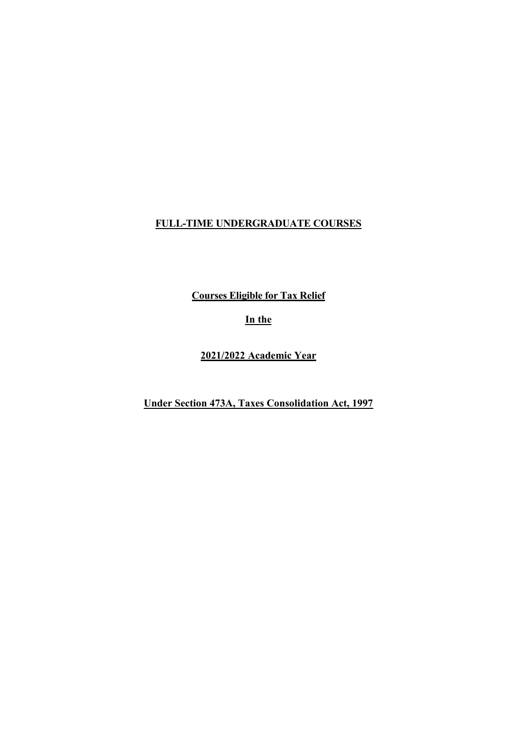# FULL-TIME UNDERGRADUATE COURSES

## Courses Eligible for Tax Relief

## In the

## 2021/2022 Academic Year

## Under Section 473A, Taxes Consolidation Act, 1997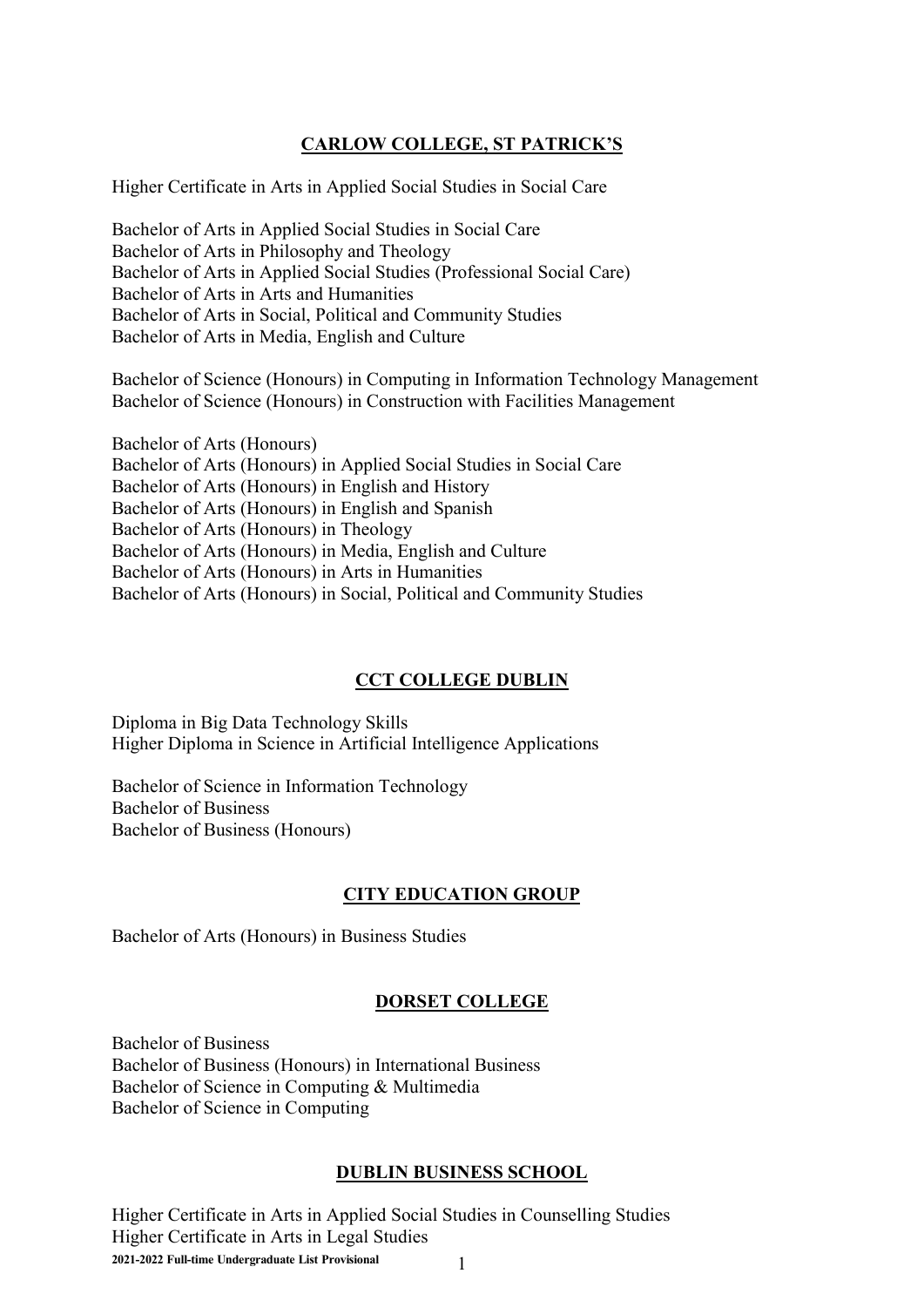## CARLOW COLLEGE, ST PATRICK'S

Higher Certificate in Arts in Applied Social Studies in Social Care

Bachelor of Arts in Applied Social Studies in Social Care
Bachelor of Arts in Philosophy and Theology
Bachelor of Arts in Applied Social Studies (Professional Social Care)
Bachelor of Arts in Arts and Humanities
Bachelor of Arts in Social, Political and Community Studies
Bachelor of Arts in Media, English and Culture

Bachelor of Science (Honours) in Computing in Information Technology Management
Bachelor of Science (Honours) in Construction with Facilities Management

Bachelor of Arts (Honours)
Bachelor of Arts (Honours) in Applied Social Studies in Social Care
Bachelor of Arts (Honours) in English and History
Bachelor of Arts (Honours) in English and Spanish
Bachelor of Arts (Honours) in Theology
Bachelor of Arts (Honours) in Media, English and Culture
Bachelor of Arts (Honours) in Arts in Humanities
Bachelor of Arts (Honours) in Social, Political and Community Studies

## CCT COLLEGE DUBLIN

Diploma in Big Data Technology Skills
Higher Diploma in Science in Artificial Intelligence Applications

Bachelor of Science in Information Technology
Bachelor of Business
Bachelor of Business (Honours)

## CITY EDUCATION GROUP

Bachelor of Arts (Honours) in Business Studies

## DORSET COLLEGE

Bachelor of Business
Bachelor of Business (Honours) in International Business
Bachelor of Science in Computing & Multimedia
Bachelor of Science in Computing

## DUBLIN BUSINESS SCHOOL

Higher Certificate in Arts in Applied Social Studies in Counselling Studies
Higher Certificate in Arts in Legal Studies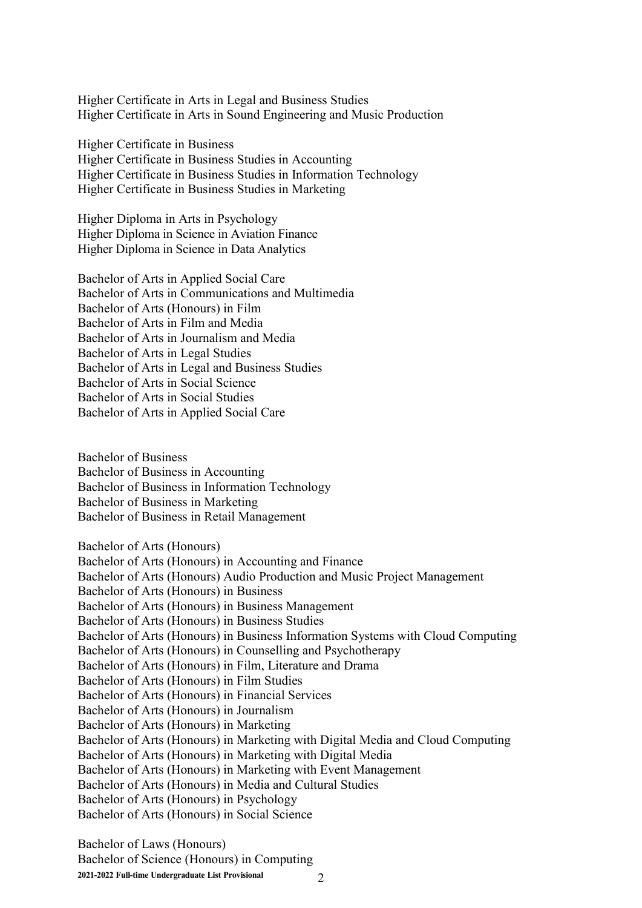Higher Certificate in Arts in Legal and Business Studies
Higher Certificate in Arts in Sound Engineering and Music Production

Higher Certificate in Business
Higher Certificate in Business Studies in Accounting
Higher Certificate in Business Studies in Information Technology
Higher Certificate in Business Studies in Marketing

Higher Diploma in Arts in Psychology
Higher Diploma in Science in Aviation Finance
Higher Diploma in Science in Data Analytics

Bachelor of Arts in Applied Social Care
Bachelor of Arts in Communications and Multimedia
Bachelor of Arts (Honours) in Film
Bachelor of Arts in Film and Media
Bachelor of Arts in Journalism and Media
Bachelor of Arts in Legal Studies
Bachelor of Arts in Legal and Business Studies
Bachelor of Arts in Social Science
Bachelor of Arts in Social Studies
Bachelor of Arts in Applied Social Care

Bachelor of Business
Bachelor of Business in Accounting
Bachelor of Business in Information Technology
Bachelor of Business in Marketing
Bachelor of Business in Retail Management

Bachelor of Arts (Honours)
Bachelor of Arts (Honours) in Accounting and Finance
Bachelor of Arts (Honours) Audio Production and Music Project Management
Bachelor of Arts (Honours) in Business
Bachelor of Arts (Honours) in Business Management
Bachelor of Arts (Honours) in Business Studies
Bachelor of Arts (Honours) in Business Information Systems with Cloud Computing
Bachelor of Arts (Honours) in Counselling and Psychotherapy
Bachelor of Arts (Honours) in Film, Literature and Drama
Bachelor of Arts (Honours) in Film Studies
Bachelor of Arts (Honours) in Financial Services
Bachelor of Arts (Honours) in Journalism
Bachelor of Arts (Honours) in Marketing
Bachelor of Arts (Honours) in Marketing with Digital Media and Cloud Computing
Bachelor of Arts (Honours) in Marketing with Digital Media
Bachelor of Arts (Honours) in Marketing with Event Management
Bachelor of Arts (Honours) in Media and Cultural Studies
Bachelor of Arts (Honours) in Psychology
Bachelor of Arts (Honours) in Social Science

Bachelor of Laws (Honours)
Bachelor of Science (Honours) in Computing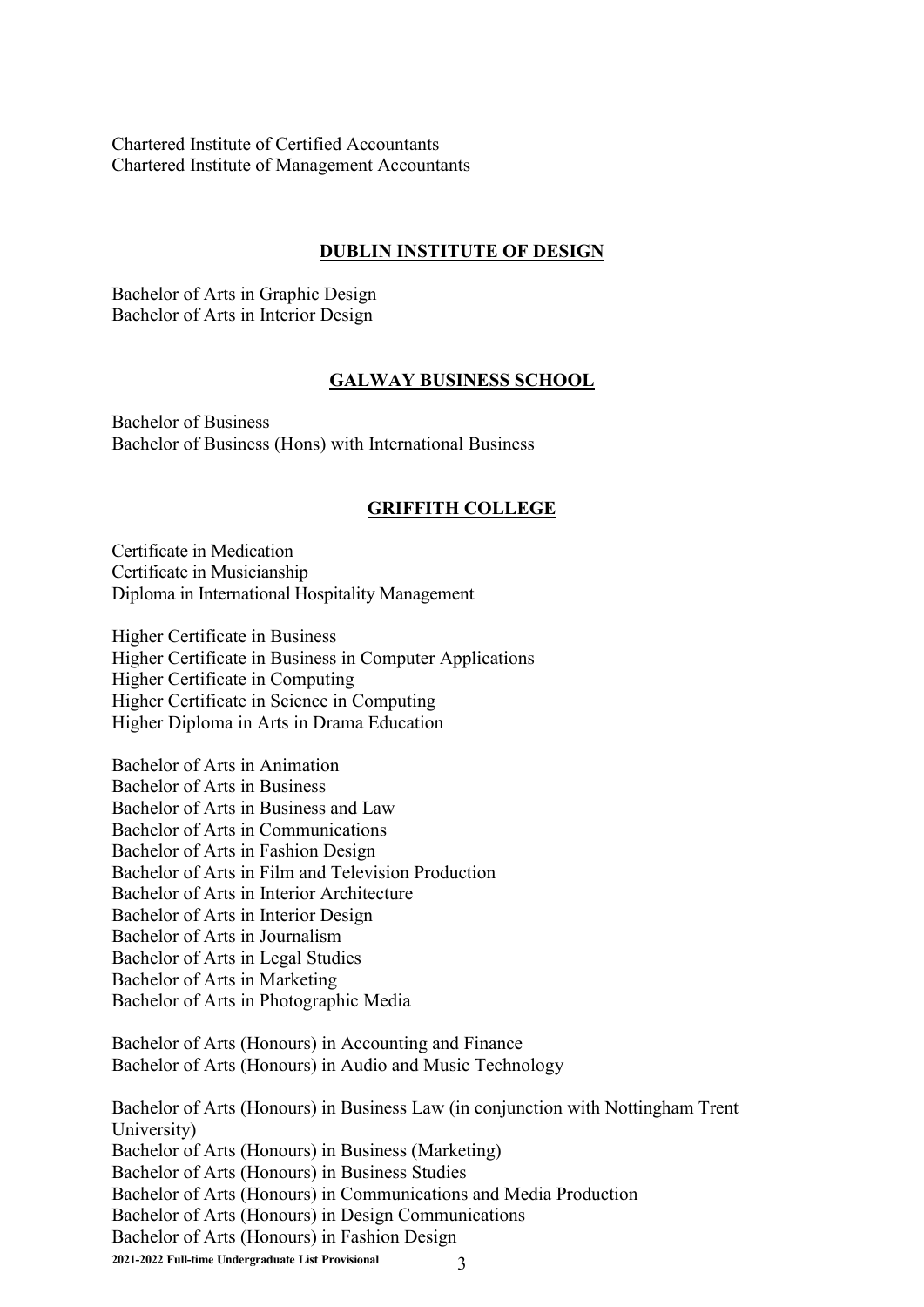Chartered Institute of Certified Accountants
Chartered Institute of Management Accountants

## DUBLIN INSTITUTE OF DESIGN

Bachelor of Arts in Graphic Design
Bachelor of Arts in Interior Design

## GALWAY BUSINESS SCHOOL

Bachelor of Business
Bachelor of Business (Hons) with International Business

## GRIFFITH COLLEGE

Certificate in Medication
Certificate in Musicianship
Diploma in International Hospitality Management

Higher Certificate in Business
Higher Certificate in Business in Computer Applications
Higher Certificate in Computing
Higher Certificate in Science in Computing
Higher Diploma in Arts in Drama Education

Bachelor of Arts in Animation
Bachelor of Arts in Business
Bachelor of Arts in Business and Law
Bachelor of Arts in Communications
Bachelor of Arts in Fashion Design
Bachelor of Arts in Film and Television Production
Bachelor of Arts in Interior Architecture
Bachelor of Arts in Interior Design
Bachelor of Arts in Journalism
Bachelor of Arts in Legal Studies
Bachelor of Arts in Marketing
Bachelor of Arts in Photographic Media

Bachelor of Arts (Honours) in Accounting and Finance
Bachelor of Arts (Honours) in Audio and Music Technology

Bachelor of Arts (Honours) in Business Law (in conjunction with Nottingham Trent University)
Bachelor of Arts (Honours) in Business (Marketing)
Bachelor of Arts (Honours) in Business Studies
Bachelor of Arts (Honours) in Communications and Media Production
Bachelor of Arts (Honours) in Design Communications
Bachelor of Arts (Honours) in Fashion Design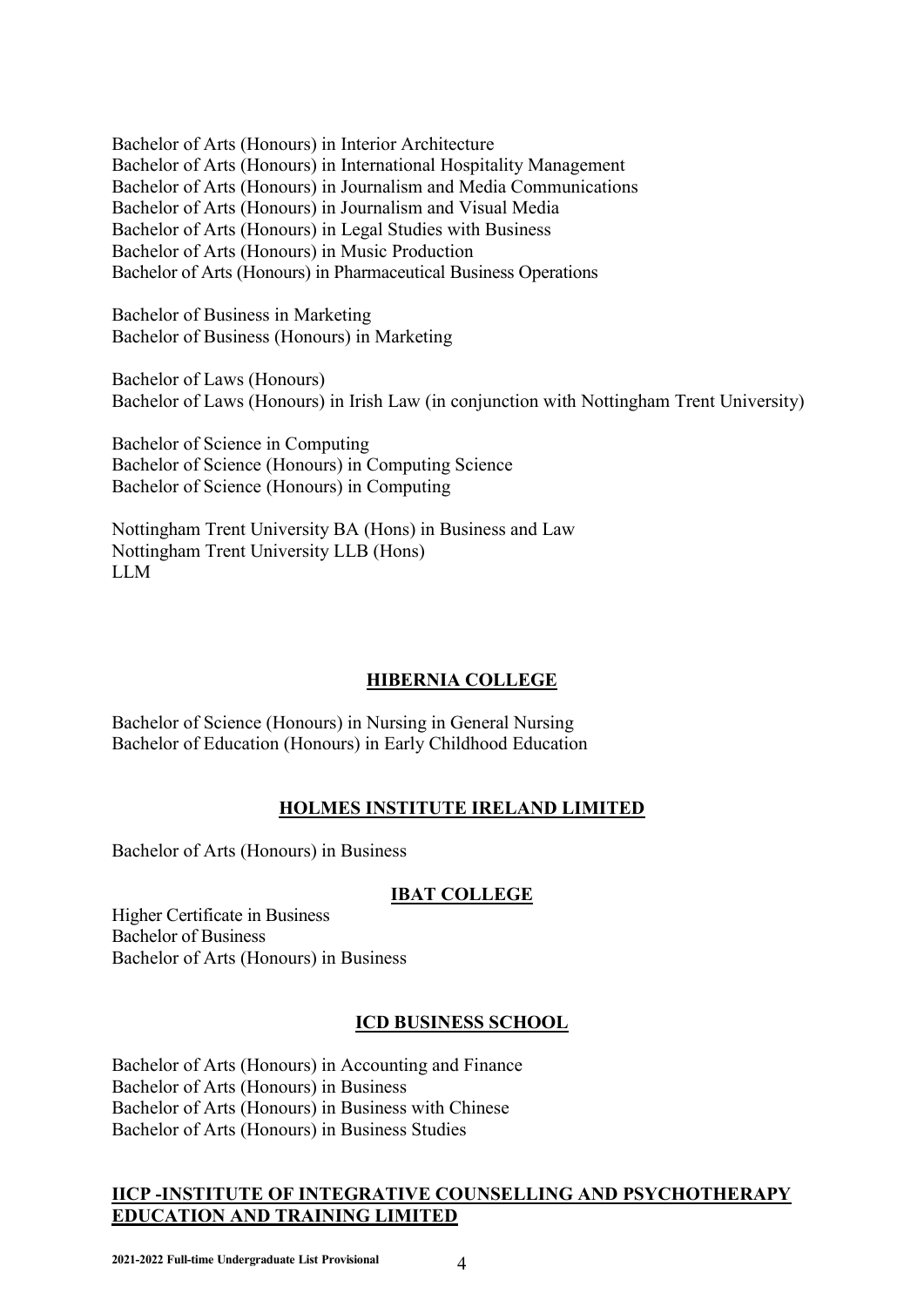Bachelor of Arts (Honours) in Interior Architecture
Bachelor of Arts (Honours) in International Hospitality Management
Bachelor of Arts (Honours) in Journalism and Media Communications
Bachelor of Arts (Honours) in Journalism and Visual Media
Bachelor of Arts (Honours) in Legal Studies with Business
Bachelor of Arts (Honours) in Music Production
Bachelor of Arts (Honours) in Pharmaceutical Business Operations

Bachelor of Business in Marketing
Bachelor of Business (Honours) in Marketing

Bachelor of Laws (Honours)
Bachelor of Laws (Honours) in Irish Law (in conjunction with Nottingham Trent University)

Bachelor of Science in Computing
Bachelor of Science (Honours) in Computing Science
Bachelor of Science (Honours) in Computing

Nottingham Trent University BA (Hons) in Business and Law
Nottingham Trent University LLB (Hons)
LLM

## HIBERNIA COLLEGE

Bachelor of Science (Honours) in Nursing in General Nursing
Bachelor of Education (Honours) in Early Childhood Education

## HOLMES INSTITUTE IRELAND LIMITED

Bachelor of Arts (Honours) in Business

## IBAT COLLEGE

Higher Certificate in Business
Bachelor of Business
Bachelor of Arts (Honours) in Business

## ICD BUSINESS SCHOOL

Bachelor of Arts (Honours) in Accounting and Finance
Bachelor of Arts (Honours) in Business
Bachelor of Arts (Honours) in Business with Chinese
Bachelor of Arts (Honours) in Business Studies

## IICP -INSTITUTE OF INTEGRATIVE COUNSELLING AND PSYCHOTHERAPY EDUCATION AND TRAINING LIMITED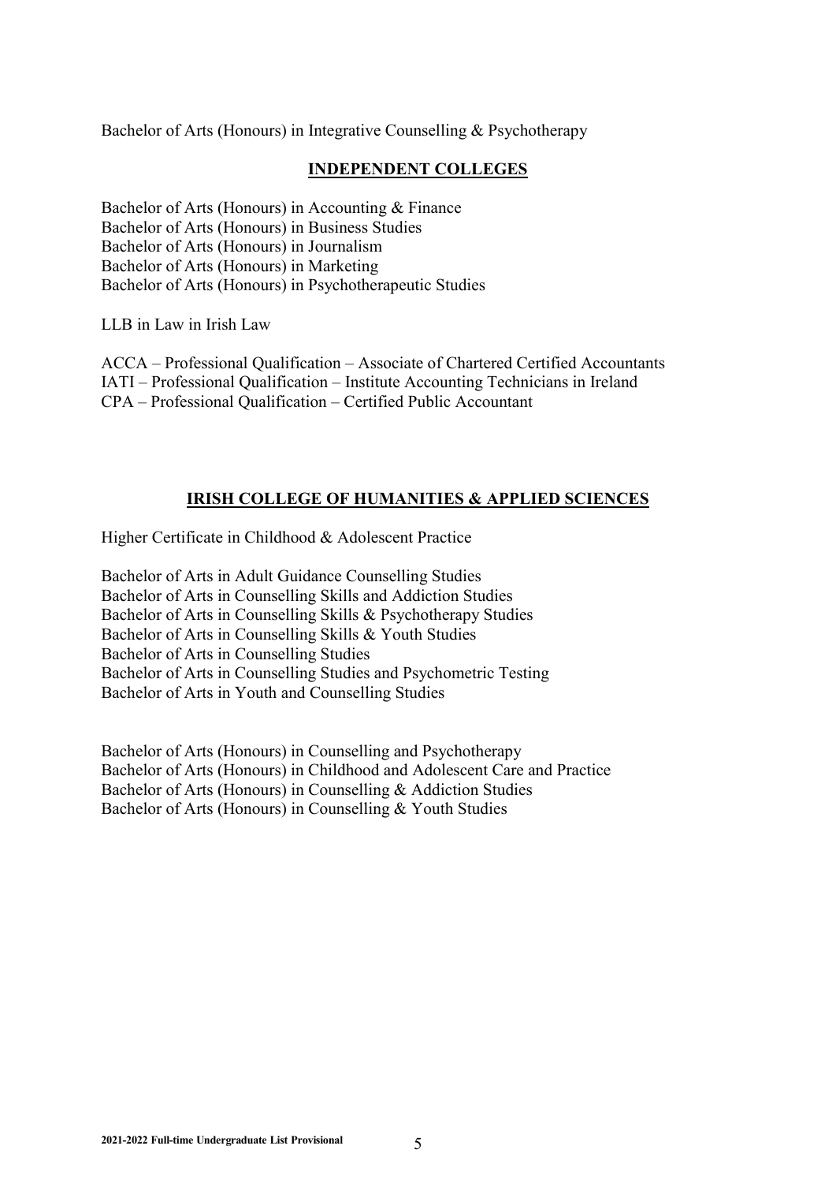Bachelor of Arts (Honours) in Integrative Counselling & Psychotherapy

## INDEPENDENT COLLEGES

Bachelor of Arts (Honours) in Accounting & Finance
Bachelor of Arts (Honours) in Business Studies
Bachelor of Arts (Honours) in Journalism
Bachelor of Arts (Honours) in Marketing
Bachelor of Arts (Honours) in Psychotherapeutic Studies

LLB in Law in Irish Law

ACCA – Professional Qualification – Associate of Chartered Certified Accountants
IATI – Professional Qualification – Institute Accounting Technicians in Ireland
CPA – Professional Qualification – Certified Public Accountant

## IRISH COLLEGE OF HUMANITIES & APPLIED SCIENCES

Higher Certificate in Childhood & Adolescent Practice

Bachelor of Arts in Adult Guidance Counselling Studies
Bachelor of Arts in Counselling Skills and Addiction Studies
Bachelor of Arts in Counselling Skills & Psychotherapy Studies
Bachelor of Arts in Counselling Skills & Youth Studies
Bachelor of Arts in Counselling Studies
Bachelor of Arts in Counselling Studies and Psychometric Testing
Bachelor of Arts in Youth and Counselling Studies

Bachelor of Arts (Honours) in Counselling and Psychotherapy
Bachelor of Arts (Honours) in Childhood and Adolescent Care and Practice
Bachelor of Arts (Honours) in Counselling & Addiction Studies
Bachelor of Arts (Honours) in Counselling & Youth Studies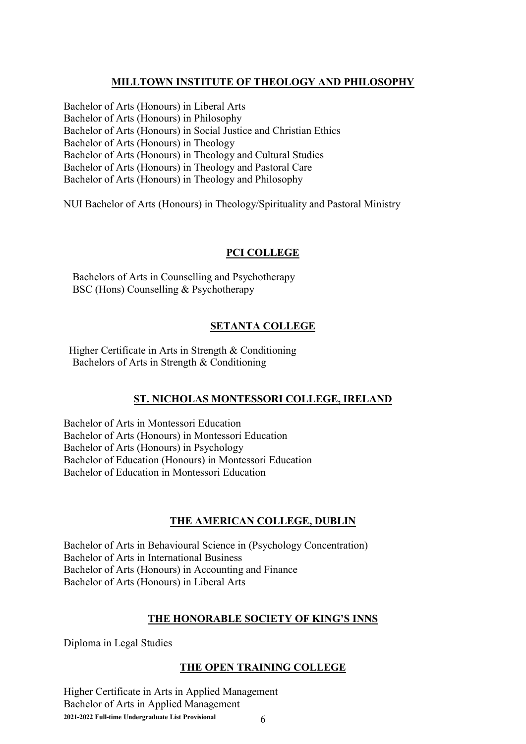## MILLTOWN INSTITUTE OF THEOLOGY AND PHILOSOPHY

Bachelor of Arts (Honours) in Liberal Arts
Bachelor of Arts (Honours) in Philosophy
Bachelor of Arts (Honours) in Social Justice and Christian Ethics
Bachelor of Arts (Honours) in Theology
Bachelor of Arts (Honours) in Theology and Cultural Studies
Bachelor of Arts (Honours) in Theology and Pastoral Care
Bachelor of Arts (Honours) in Theology and Philosophy

NUI Bachelor of Arts (Honours) in Theology/Spirituality and Pastoral Ministry

## PCI COLLEGE

Bachelors of Arts in Counselling and Psychotherapy
BSC (Hons) Counselling & Psychotherapy

## SETANTA COLLEGE

Higher Certificate in Arts in Strength & Conditioning
Bachelors of Arts in Strength & Conditioning

## ST. NICHOLAS MONTESSORI COLLEGE, IRELAND

Bachelor of Arts in Montessori Education
Bachelor of Arts (Honours) in Montessori Education
Bachelor of Arts (Honours) in Psychology
Bachelor of Education (Honours) in Montessori Education
Bachelor of Education in Montessori Education

## THE AMERICAN COLLEGE, DUBLIN

Bachelor of Arts in Behavioural Science in (Psychology Concentration)
Bachelor of Arts in International Business
Bachelor of Arts (Honours) in Accounting and Finance
Bachelor of Arts (Honours) in Liberal Arts

## THE HONORABLE SOCIETY OF KING'S INNS

Diploma in Legal Studies

## THE OPEN TRAINING COLLEGE

Higher Certificate in Arts in Applied Management
Bachelor of Arts in Applied Management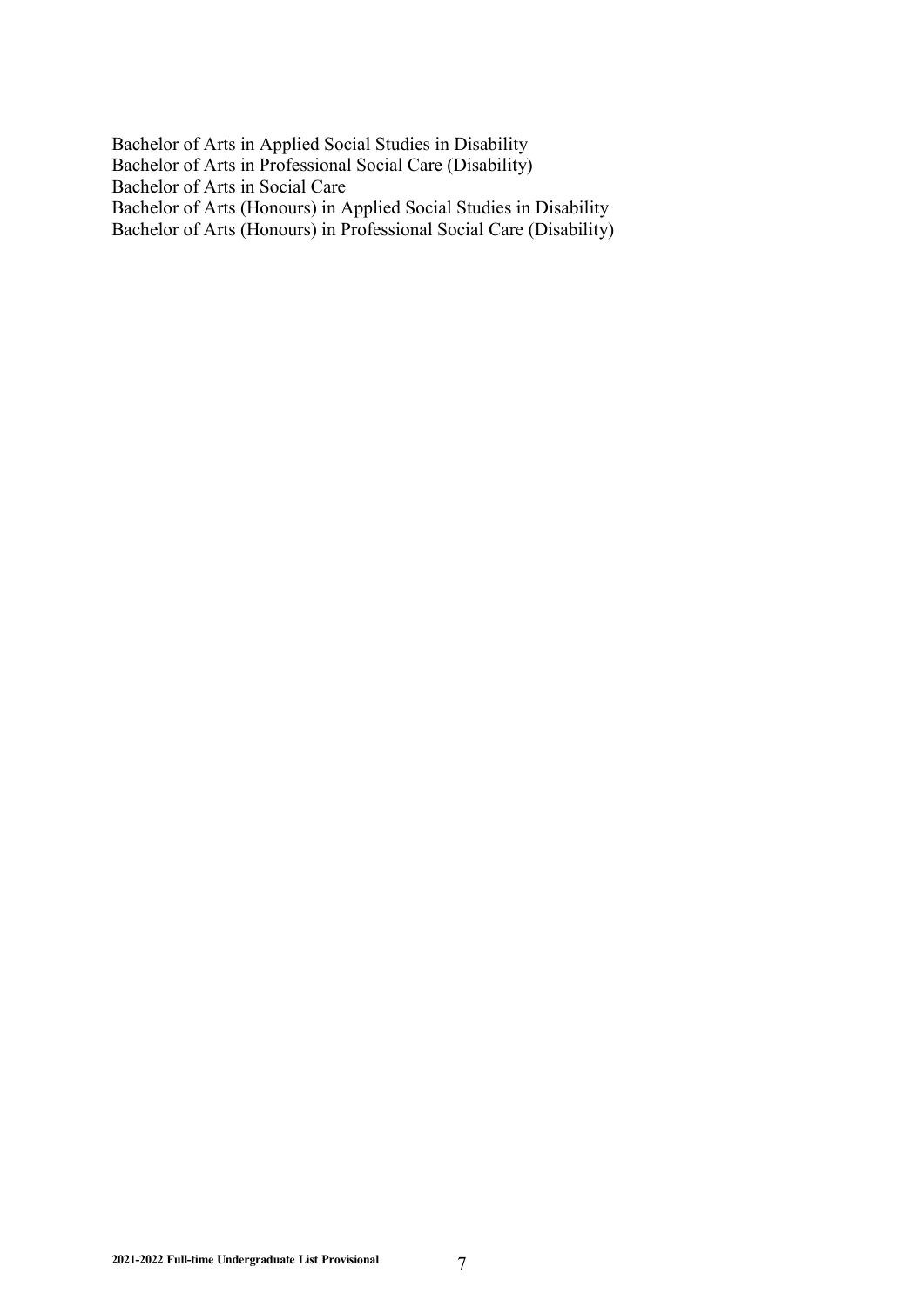Bachelor of Arts in Applied Social Studies in Disability
Bachelor of Arts in Professional Social Care (Disability)
Bachelor of Arts in Social Care
Bachelor of Arts (Honours) in Applied Social Studies in Disability
Bachelor of Arts (Honours) in Professional Social Care (Disability)